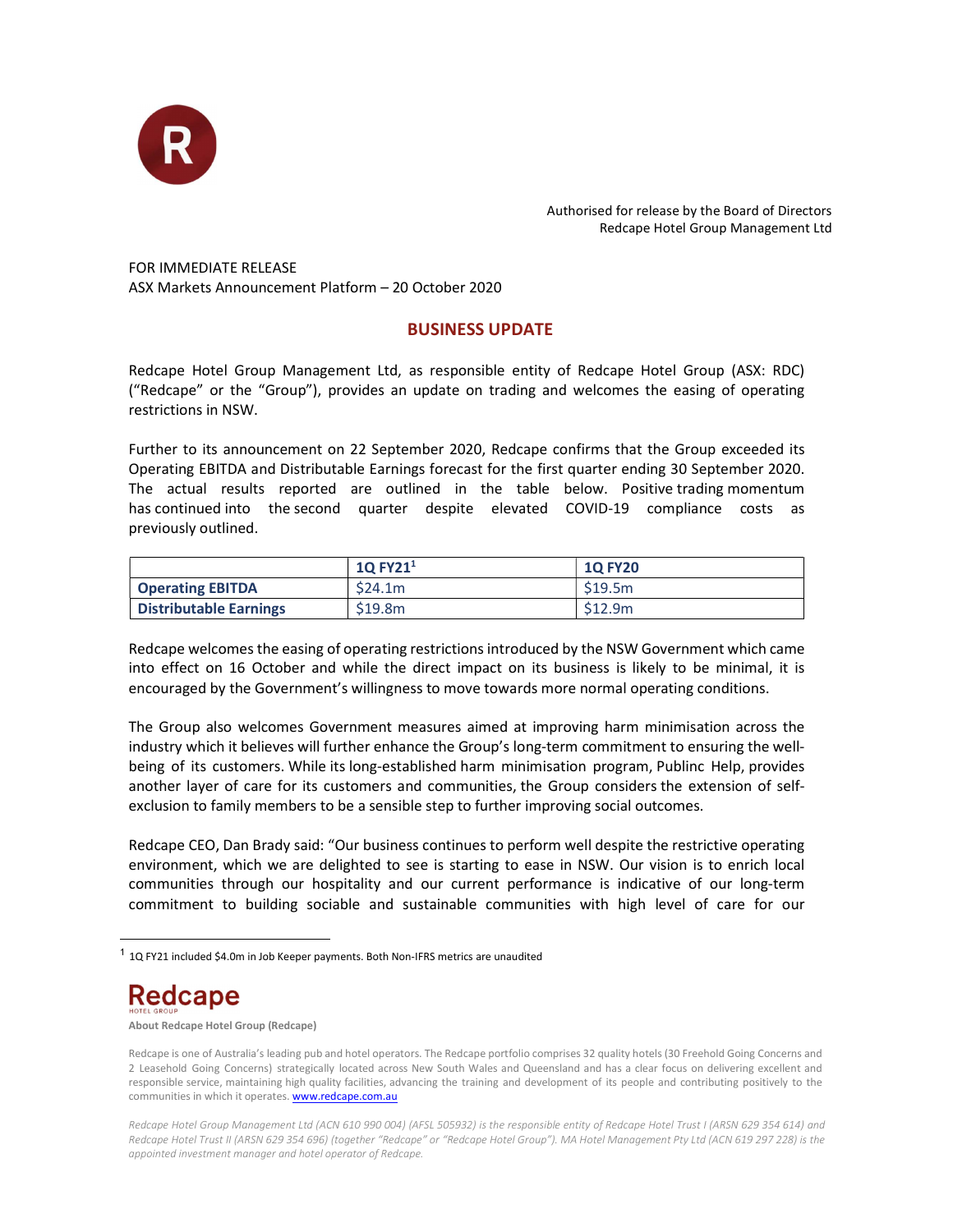Authorised for release by the Board of Directors
Redcape Hotel Group Management Ltd

FOR IMMEDIATE RELEASE
ASX Markets Announcement Platform – 20 October 2020

## BUSINESS UPDATE

Redcape Hotel Group Management Ltd, as responsible entity of Redcape Hotel Group (ASX: RDC) ("Redcape" or the "Group"), provides an update on trading and welcomes the easing of operating restrictions in NSW.

Further to its announcement on 22 September 2020, Redcape confirms that the Group exceeded its Operating EBITDA and Distributable Earnings forecast for the first quarter ending 30 September 2020. The actual results reported are outlined in the table below. Positive trading momentum has continued into the second quarter despite elevated COVID-19 compliance costs as previously outlined.

| | **1Q FY21**[1] | **1Q FY20** |
|---|---|---|
| **Operating EBITDA** | $24.1m | $19.5m |
| **Distributable Earnings** | $19.8m | $12.9m |

Redcape welcomes the easing of operating restrictions introduced by the NSW Government which came into effect on 16 October and while the direct impact on its business is likely to be minimal, it is encouraged by the Government's willingness to move towards more normal operating conditions.

The Group also welcomes Government measures aimed at improving harm minimisation across the industry which it believes will further enhance the Group's long-term commitment to ensuring the well-being of its customers. While its long-established harm minimisation program, Publinc Help, provides another layer of care for its customers and communities, the Group considers the extension of self-exclusion to family members to be a sensible step to further improving social outcomes.

Redcape CEO, Dan Brady said: "Our business continues to perform well despite the restrictive operating environment, which we are delighted to see is starting to ease in NSW. Our vision is to enrich local communities through our hospitality and our current performance is indicative of our long-term commitment to building sociable and sustainable communities with high level of care for our

[1] 1Q FY21 included $4.0m in Job Keeper payments. Both Non-IFRS metrics are unaudited

**Redcape**
HOTEL GROUP

**About Redcape Hotel Group (Redcape)**

Redcape is one of Australia's leading pub and hotel operators. The Redcape portfolio comprises 32 quality hotels (30 Freehold Going Concerns and 2 Leasehold Going Concerns) strategically located across New South Wales and Queensland and has a clear focus on delivering excellent and responsible service, maintaining high quality facilities, advancing the training and development of its people and contributing positively to the communities in which it operates. www.redcape.com.au

*Redcape Hotel Group Management Ltd (ACN 610 990 004) (AFSL 505932) is the responsible entity of Redcape Hotel Trust I (ARSN 629 354 614) and Redcape Hotel Trust II (ARSN 629 354 696) (together "Redcape" or "Redcape Hotel Group"). MA Hotel Management Pty Ltd (ACN 619 297 228) is the appointed investment manager and hotel operator of Redcape.*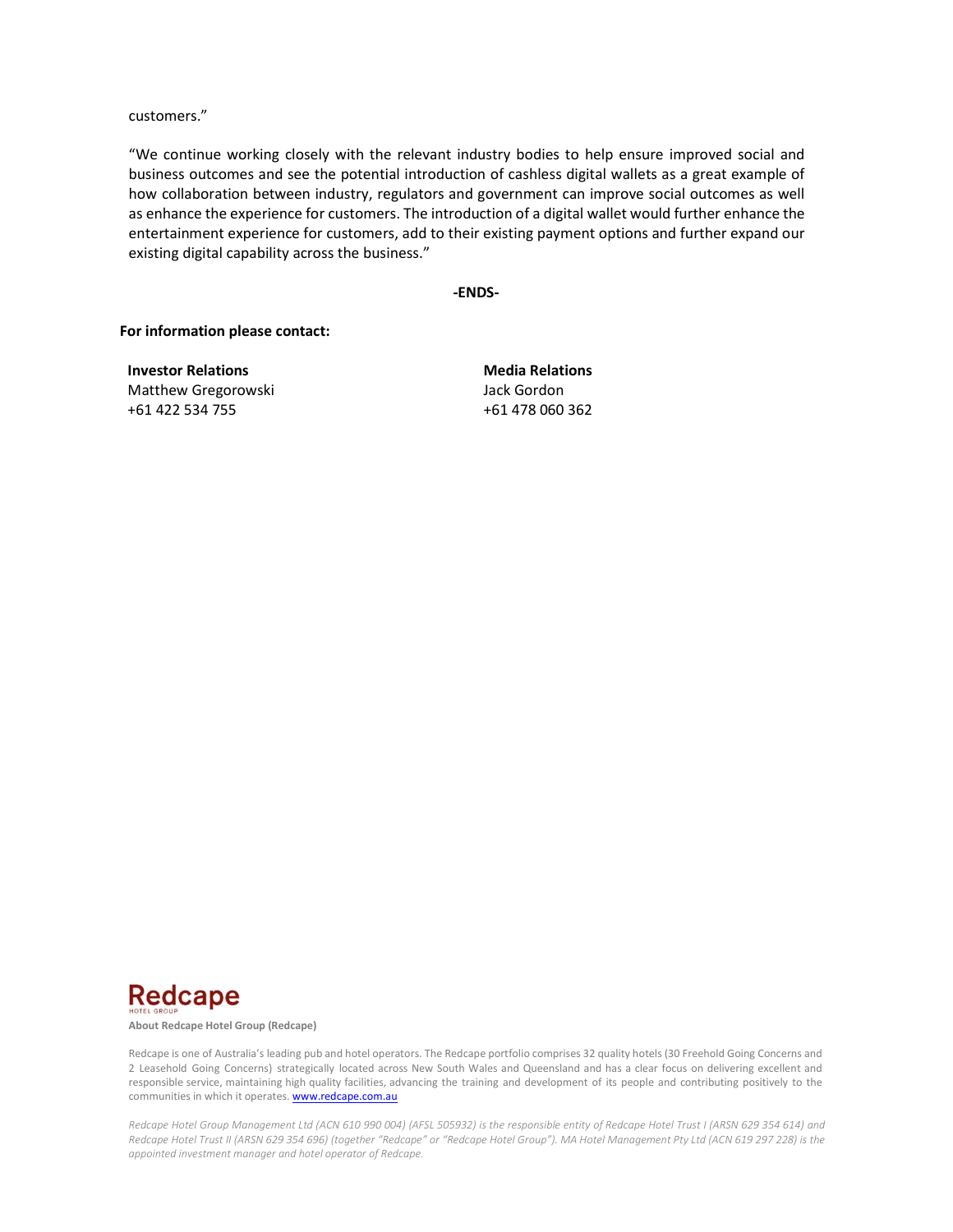customers."

"We continue working closely with the relevant industry bodies to help ensure improved social and business outcomes and see the potential introduction of cashless digital wallets as a great example of how collaboration between industry, regulators and government can improve social outcomes as well as enhance the experience for customers. The introduction of a digital wallet would further enhance the entertainment experience for customers, add to their existing payment options and further expand our existing digital capability across the business."

**-ENDS-**

**For information please contact:**

**Investor Relations**
Matthew Gregorowski
+61 422 534 755

**Media Relations**
Jack Gordon
+61 478 060 362

Redcape
HOTEL GROUP

**About Redcape Hotel Group (Redcape)**

Redcape is one of Australia's leading pub and hotel operators. The Redcape portfolio comprises 32 quality hotels (30 Freehold Going Concerns and 2 Leasehold Going Concerns) strategically located across New South Wales and Queensland and has a clear focus on delivering excellent and responsible service, maintaining high quality facilities, advancing the training and development of its people and contributing positively to the communities in which it operates. www.redcape.com.au

*Redcape Hotel Group Management Ltd (ACN 610 990 004) (AFSL 505932) is the responsible entity of Redcape Hotel Trust I (ARSN 629 354 614) and Redcape Hotel Trust II (ARSN 629 354 696) (together "Redcape" or "Redcape Hotel Group"). MA Hotel Management Pty Ltd (ACN 619 297 228) is the appointed investment manager and hotel operator of Redcape.*